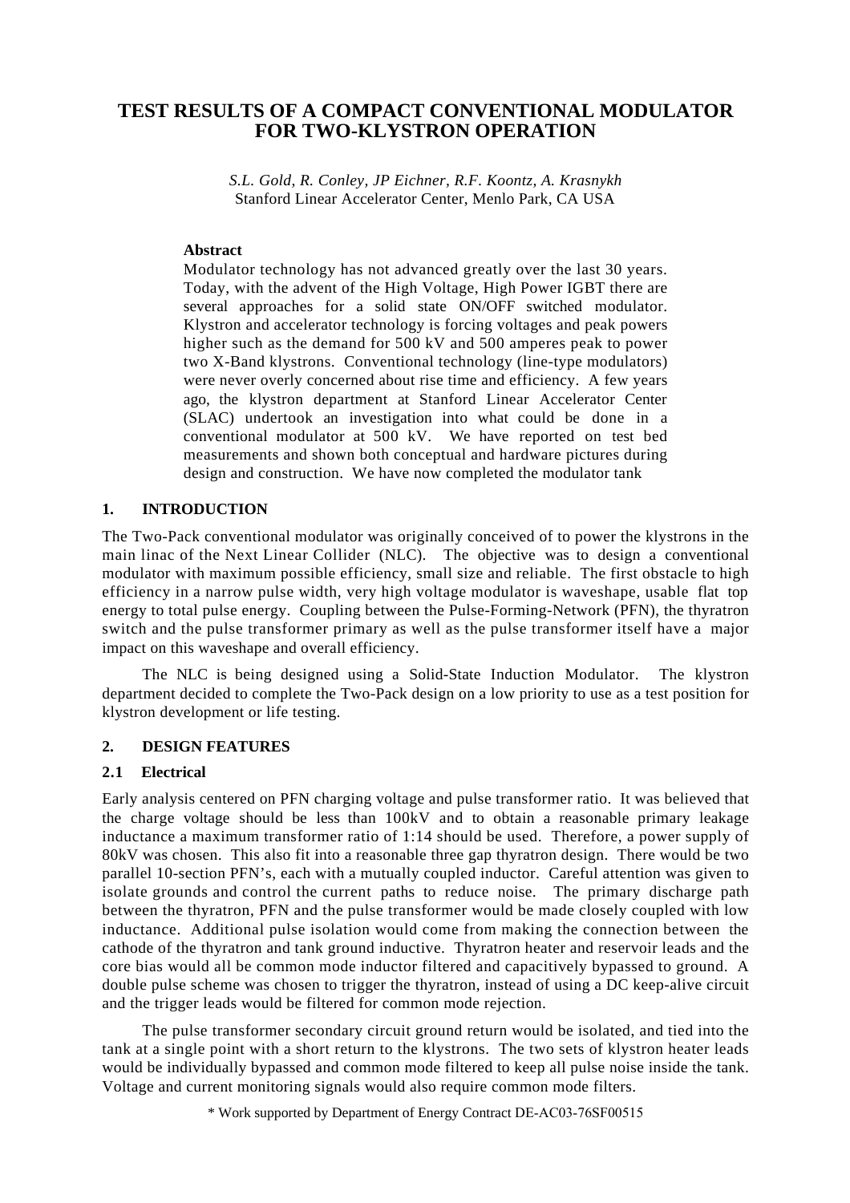# TEST RESULTS OF A COMPACT CONVENTIONAL MODULATOR FOR TWO-KLYSTRON OPERATION

*S.L. Gold, R. Conley, JP Eichner, R.F. Koontz, A. Krasnykh*
Stanford Linear Accelerator Center, Menlo Park, CA USA

### Abstract

Modulator technology has not advanced greatly over the last 30 years. Today, with the advent of the High Voltage, High Power IGBT there are several approaches for a solid state ON/OFF switched modulator. Klystron and accelerator technology is forcing voltages and peak powers higher such as the demand for 500 kV and 500 amperes peak to power two X-Band klystrons. Conventional technology (line-type modulators) were never overly concerned about rise time and efficiency. A few years ago, the klystron department at Stanford Linear Accelerator Center (SLAC) undertook an investigation into what could be done in a conventional modulator at 500 kV. We have reported on test bed measurements and shown both conceptual and hardware pictures during design and construction. We have now completed the modulator tank

## 1. INTRODUCTION

The Two-Pack conventional modulator was originally conceived of to power the klystrons in the main linac of the Next Linear Collider (NLC). The objective was to design a conventional modulator with maximum possible efficiency, small size and reliable. The first obstacle to high efficiency in a narrow pulse width, very high voltage modulator is waveshape, usable flat top energy to total pulse energy. Coupling between the Pulse-Forming-Network (PFN), the thyratron switch and the pulse transformer primary as well as the pulse transformer itself have a major impact on this waveshape and overall efficiency.

The NLC is being designed using a Solid-State Induction Modulator. The klystron department decided to complete the Two-Pack design on a low priority to use as a test position for klystron development or life testing.

## 2. DESIGN FEATURES

### 2.1 Electrical

Early analysis centered on PFN charging voltage and pulse transformer ratio. It was believed that the charge voltage should be less than 100kV and to obtain a reasonable primary leakage inductance a maximum transformer ratio of 1:14 should be used. Therefore, a power supply of 80kV was chosen. This also fit into a reasonable three gap thyratron design. There would be two parallel 10-section PFN's, each with a mutually coupled inductor. Careful attention was given to isolate grounds and control the current paths to reduce noise. The primary discharge path between the thyratron, PFN and the pulse transformer would be made closely coupled with low inductance. Additional pulse isolation would come from making the connection between the cathode of the thyratron and tank ground inductive. Thyratron heater and reservoir leads and the core bias would all be common mode inductor filtered and capacitively bypassed to ground. A double pulse scheme was chosen to trigger the thyratron, instead of using a DC keep-alive circuit and the trigger leads would be filtered for common mode rejection.

The pulse transformer secondary circuit ground return would be isolated, and tied into the tank at a single point with a short return to the klystrons. The two sets of klystron heater leads would be individually bypassed and common mode filtered to keep all pulse noise inside the tank. Voltage and current monitoring signals would also require common mode filters.

\* Work supported by Department of Energy Contract DE-AC03-76SF00515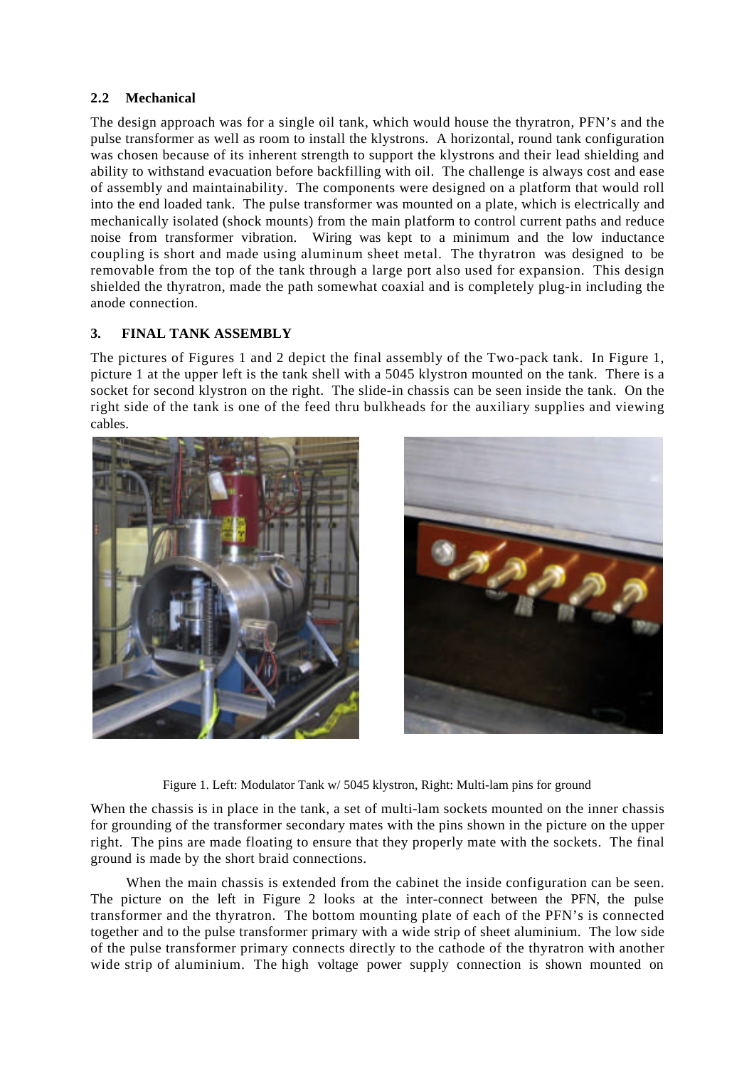### 2.2 Mechanical

The design approach was for a single oil tank, which would house the thyratron, PFN's and the pulse transformer as well as room to install the klystrons. A horizontal, round tank configuration was chosen because of its inherent strength to support the klystrons and their lead shielding and ability to withstand evacuation before backfilling with oil. The challenge is always cost and ease of assembly and maintainability. The components were designed on a platform that would roll into the end loaded tank. The pulse transformer was mounted on a plate, which is electrically and mechanically isolated (shock mounts) from the main platform to control current paths and reduce noise from transformer vibration. Wiring was kept to a minimum and the low inductance coupling is short and made using aluminum sheet metal. The thyratron was designed to be removable from the top of the tank through a large port also used for expansion. This design shielded the thyratron, made the path somewhat coaxial and is completely plug-in including the anode connection.

## 3. FINAL TANK ASSEMBLY

The pictures of Figures 1 and 2 depict the final assembly of the Two-pack tank. In Figure 1, picture 1 at the upper left is the tank shell with a 5045 klystron mounted on the tank. There is a socket for second klystron on the right. The slide-in chassis can be seen inside the tank. On the right side of the tank is one of the feed thru bulkheads for the auxiliary supplies and viewing cables.

Figure 1. Left: Modulator Tank w/ 5045 klystron, Right: Multi-lam pins for ground

When the chassis is in place in the tank, a set of multi-lam sockets mounted on the inner chassis for grounding of the transformer secondary mates with the pins shown in the picture on the upper right. The pins are made floating to ensure that they properly mate with the sockets. The final ground is made by the short braid connections.

When the main chassis is extended from the cabinet the inside configuration can be seen. The picture on the left in Figure 2 looks at the inter-connect between the PFN, the pulse transformer and the thyratron. The bottom mounting plate of each of the PFN's is connected together and to the pulse transformer primary with a wide strip of sheet aluminium. The low side of the pulse transformer primary connects directly to the cathode of the thyratron with another wide strip of aluminium. The high voltage power supply connection is shown mounted on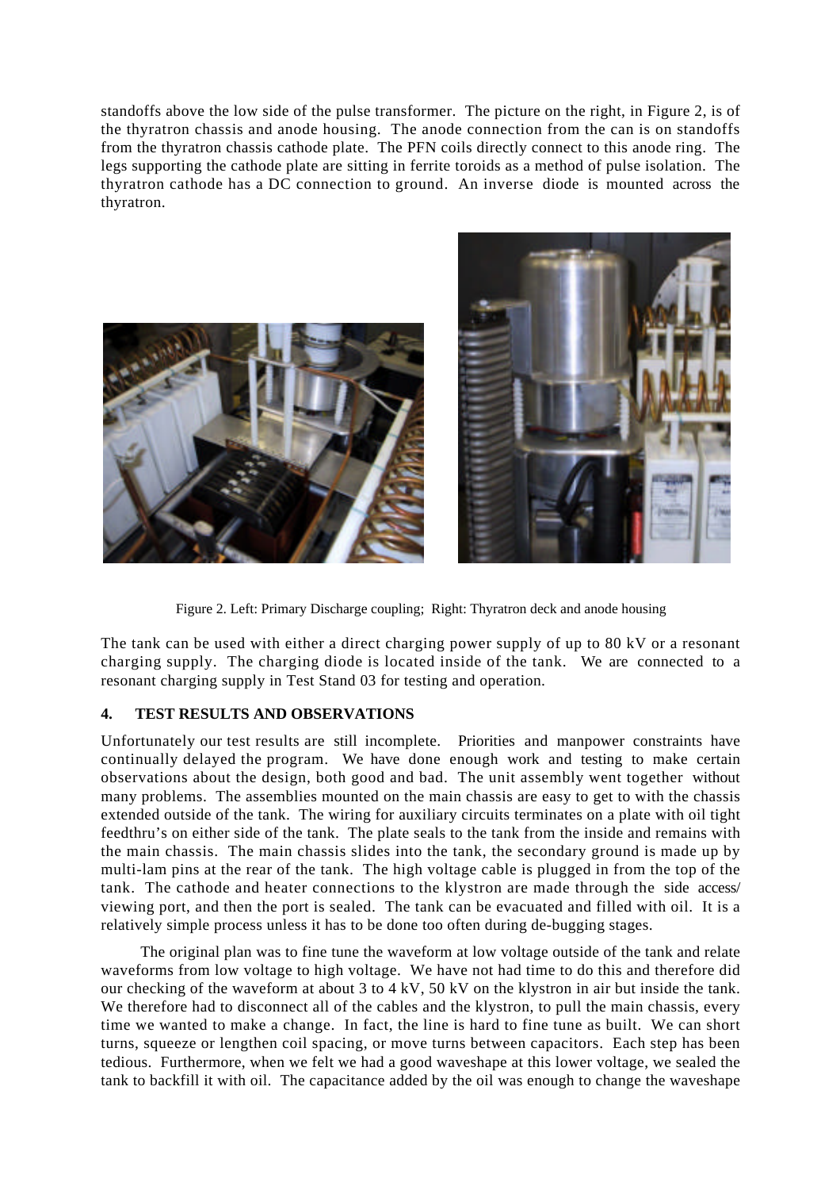standoffs above the low side of the pulse transformer. The picture on the right, in Figure 2, is of the thyratron chassis and anode housing. The anode connection from the can is on standoffs from the thyratron chassis cathode plate. The PFN coils directly connect to this anode ring. The legs supporting the cathode plate are sitting in ferrite toroids as a method of pulse isolation. The thyratron cathode has a DC connection to ground. An inverse diode is mounted across the thyratron.

Figure 2. Left: Primary Discharge coupling; Right: Thyratron deck and anode housing

The tank can be used with either a direct charging power supply of up to 80 kV or a resonant charging supply. The charging diode is located inside of the tank. We are connected to a resonant charging supply in Test Stand 03 for testing and operation.

## 4. TEST RESULTS AND OBSERVATIONS

Unfortunately our test results are still incomplete. Priorities and manpower constraints have continually delayed the program. We have done enough work and testing to make certain observations about the design, both good and bad. The unit assembly went together without many problems. The assemblies mounted on the main chassis are easy to get to with the chassis extended outside of the tank. The wiring for auxiliary circuits terminates on a plate with oil tight feedthru's on either side of the tank. The plate seals to the tank from the inside and remains with the main chassis. The main chassis slides into the tank, the secondary ground is made up by multi-lam pins at the rear of the tank. The high voltage cable is plugged in from the top of the tank. The cathode and heater connections to the klystron are made through the side access/ viewing port, and then the port is sealed. The tank can be evacuated and filled with oil. It is a relatively simple process unless it has to be done too often during de-bugging stages.

The original plan was to fine tune the waveform at low voltage outside of the tank and relate waveforms from low voltage to high voltage. We have not had time to do this and therefore did our checking of the waveform at about 3 to 4 kV, 50 kV on the klystron in air but inside the tank. We therefore had to disconnect all of the cables and the klystron, to pull the main chassis, every time we wanted to make a change. In fact, the line is hard to fine tune as built. We can short turns, squeeze or lengthen coil spacing, or move turns between capacitors. Each step has been tedious. Furthermore, when we felt we had a good waveshape at this lower voltage, we sealed the tank to backfill it with oil. The capacitance added by the oil was enough to change the waveshape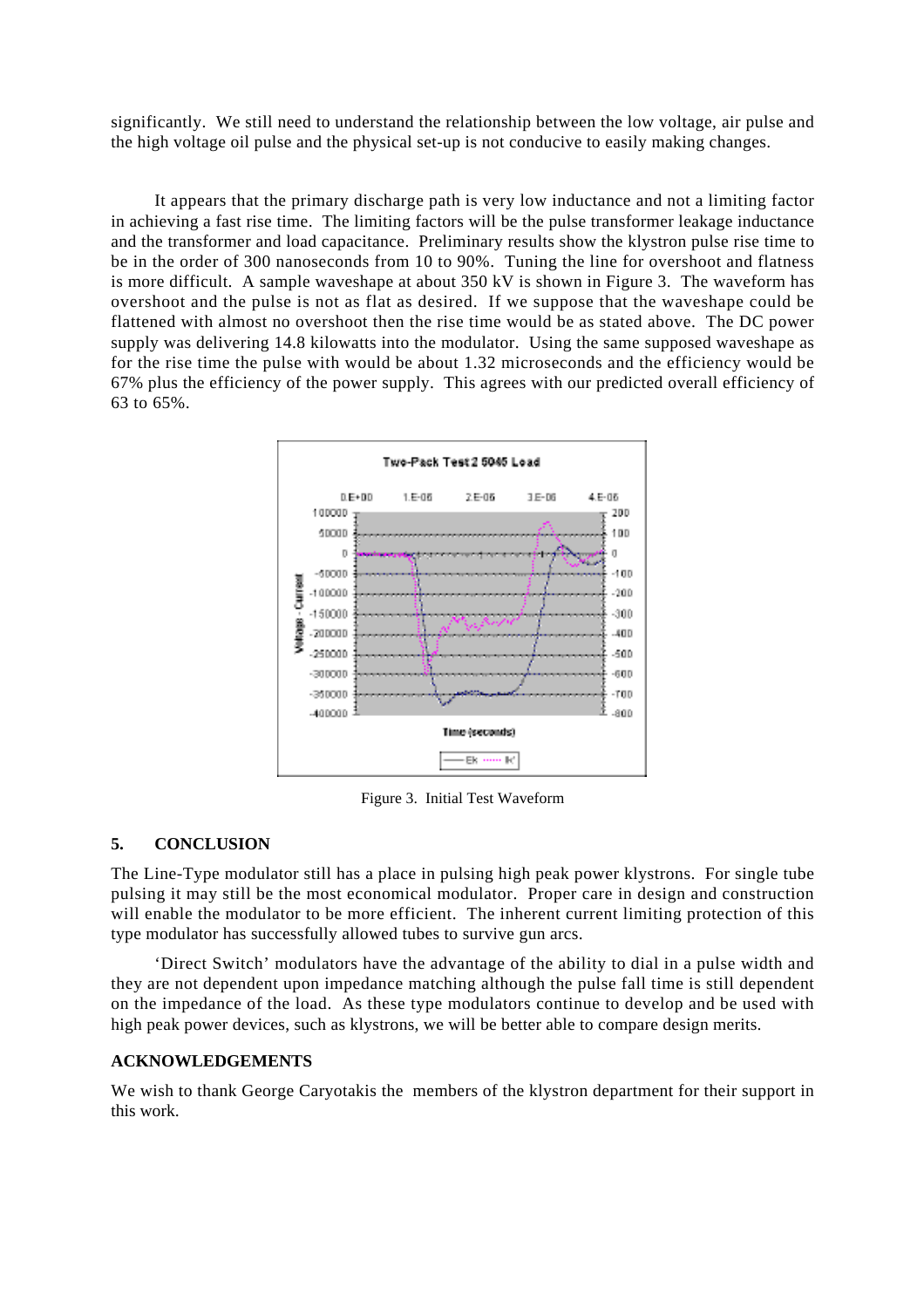significantly. We still need to understand the relationship between the low voltage, air pulse and the high voltage oil pulse and the physical set-up is not conducive to easily making changes.

It appears that the primary discharge path is very low inductance and not a limiting factor in achieving a fast rise time. The limiting factors will be the pulse transformer leakage inductance and the transformer and load capacitance. Preliminary results show the klystron pulse rise time to be in the order of 300 nanoseconds from 10 to 90%. Tuning the line for overshoot and flatness is more difficult. A sample waveshape at about 350 kV is shown in Figure 3. The waveform has overshoot and the pulse is not as flat as desired. If we suppose that the waveshape could be flattened with almost no overshoot then the rise time would be as stated above. The DC power supply was delivering 14.8 kilowatts into the modulator. Using the same supposed waveshape as for the rise time the pulse with would be about 1.32 microseconds and the efficiency would be 67% plus the efficiency of the power supply. This agrees with our predicted overall efficiency of 63 to 65%.

Two-Pack Test 2 5045 Load

0.E+00 1.E-06 2.E-06 3.E-06 4.E-06

100000 50000 0 -50000 -100000 -150000 -200000 -250000 -300000 -350000 -400000

200 100 0 -100 -200 -300 -400 -500 -600 -700 -800

Voltage - Current

Time (seconds)

Ek Ik'

Figure 3. Initial Test Waveform

## 5. CONCLUSION

The Line-Type modulator still has a place in pulsing high peak power klystrons. For single tube pulsing it may still be the most economical modulator. Proper care in design and construction will enable the modulator to be more efficient. The inherent current limiting protection of this type modulator has successfully allowed tubes to survive gun arcs.

'Direct Switch' modulators have the advantage of the ability to dial in a pulse width and they are not dependent upon impedance matching although the pulse fall time is still dependent on the impedance of the load. As these type modulators continue to develop and be used with high peak power devices, such as klystrons, we will be better able to compare design merits.

## ACKNOWLEDGEMENTS

We wish to thank George Caryotakis the members of the klystron department for their support in this work.